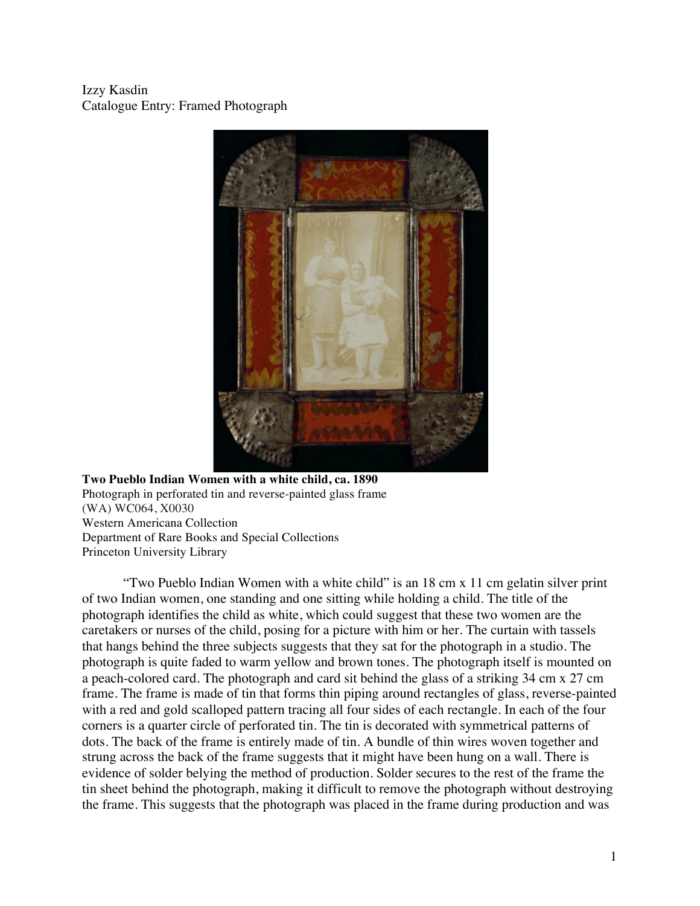Izzy Kasdin
Catalogue Entry: Framed Photograph

**Two Pueblo Indian Women with a white child, ca. 1890**
Photograph in perforated tin and reverse-painted glass frame
(WA) WC064, X0030
Western Americana Collection
Department of Rare Books and Special Collections
Princeton University Library

"Two Pueblo Indian Women with a white child" is an 18 cm x 11 cm gelatin silver print of two Indian women, one standing and one sitting while holding a child. The title of the photograph identifies the child as white, which could suggest that these two women are the caretakers or nurses of the child, posing for a picture with him or her. The curtain with tassels that hangs behind the three subjects suggests that they sat for the photograph in a studio. The photograph is quite faded to warm yellow and brown tones. The photograph itself is mounted on a peach-colored card. The photograph and card sit behind the glass of a striking 34 cm x 27 cm frame. The frame is made of tin that forms thin piping around rectangles of glass, reverse-painted with a red and gold scalloped pattern tracing all four sides of each rectangle. In each of the four corners is a quarter circle of perforated tin. The tin is decorated with symmetrical patterns of dots. The back of the frame is entirely made of tin. A bundle of thin wires woven together and strung across the back of the frame suggests that it might have been hung on a wall. There is evidence of solder belying the method of production. Solder secures to the rest of the frame the tin sheet behind the photograph, making it difficult to remove the photograph without destroying the frame. This suggests that the photograph was placed in the frame during production and was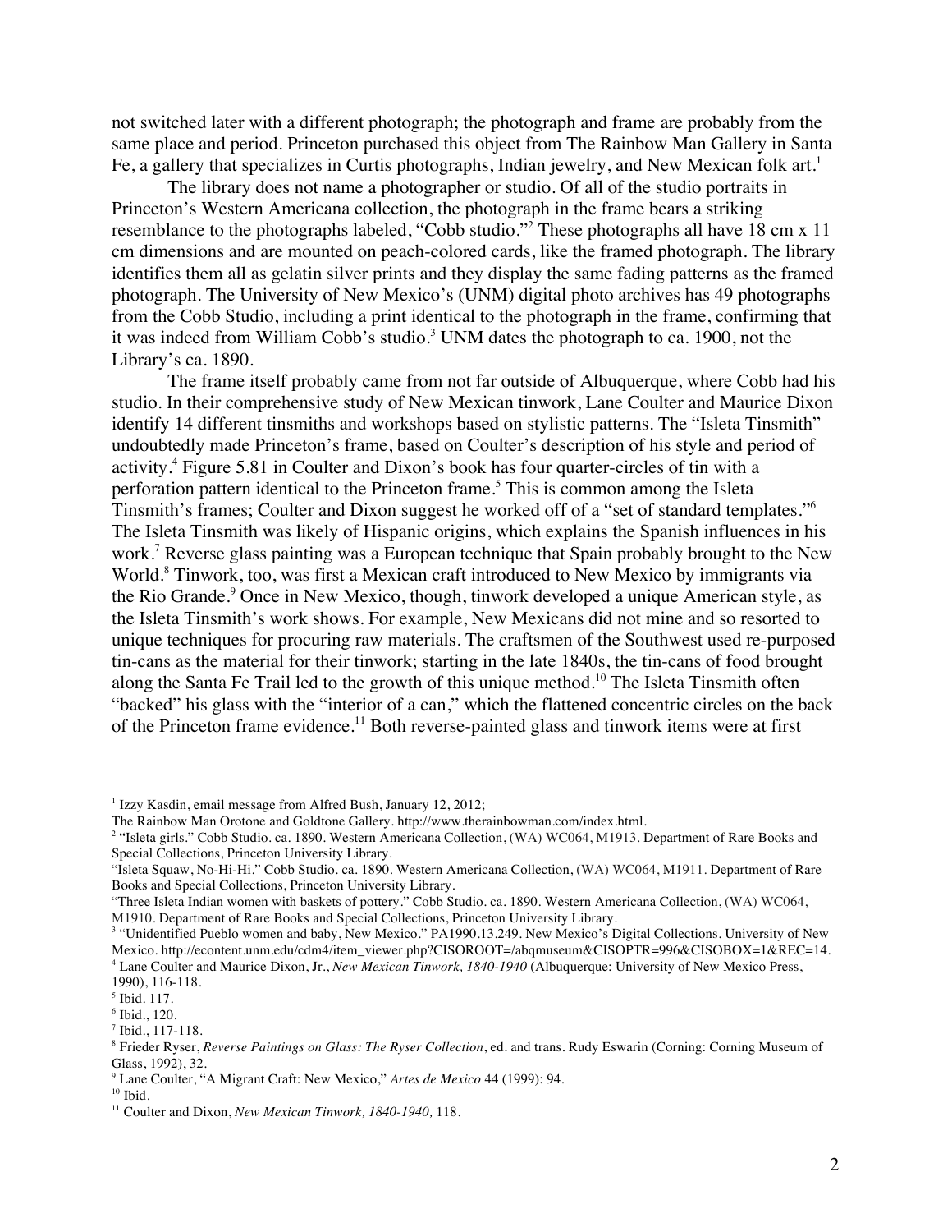not switched later with a different photograph; the photograph and frame are probably from the same place and period. Princeton purchased this object from The Rainbow Man Gallery in Santa Fe, a gallery that specializes in Curtis photographs, Indian jewelry, and New Mexican folk art.[1]

The library does not name a photographer or studio. Of all of the studio portraits in Princeton's Western Americana collection, the photograph in the frame bears a striking resemblance to the photographs labeled, "Cobb studio."[2] These photographs all have 18 cm x 11 cm dimensions and are mounted on peach-colored cards, like the framed photograph. The library identifies them all as gelatin silver prints and they display the same fading patterns as the framed photograph. The University of New Mexico's (UNM) digital photo archives has 49 photographs from the Cobb Studio, including a print identical to the photograph in the frame, confirming that it was indeed from William Cobb's studio.[3] UNM dates the photograph to ca. 1900, not the Library's ca. 1890.

The frame itself probably came from not far outside of Albuquerque, where Cobb had his studio. In their comprehensive study of New Mexican tinwork, Lane Coulter and Maurice Dixon identify 14 different tinsmiths and workshops based on stylistic patterns. The "Isleta Tinsmith" undoubtedly made Princeton's frame, based on Coulter's description of his style and period of activity.[4] Figure 5.81 in Coulter and Dixon's book has four quarter-circles of tin with a perforation pattern identical to the Princeton frame.[5] This is common among the Isleta Tinsmith's frames; Coulter and Dixon suggest he worked off of a "set of standard templates."[6] The Isleta Tinsmith was likely of Hispanic origins, which explains the Spanish influences in his work.[7] Reverse glass painting was a European technique that Spain probably brought to the New World.[8] Tinwork, too, was first a Mexican craft introduced to New Mexico by immigrants via the Rio Grande.[9] Once in New Mexico, though, tinwork developed a unique American style, as the Isleta Tinsmith's work shows. For example, New Mexicans did not mine and so resorted to unique techniques for procuring raw materials. The craftsmen of the Southwest used re-purposed tin-cans as the material for their tinwork; starting in the late 1840s, the tin-cans of food brought along the Santa Fe Trail led to the growth of this unique method.[10] The Isleta Tinsmith often "backed" his glass with the "interior of a can," which the flattened concentric circles on the back of the Princeton frame evidence.[11] Both reverse-painted glass and tinwork items were at first

---

[1] Izzy Kasdin, email message from Alfred Bush, January 12, 2012;
The Rainbow Man Orotone and Goldtone Gallery. http://www.therainbowman.com/index.html.

[2] "Isleta girls." Cobb Studio. ca. 1890. Western Americana Collection, (WA) WC064, M1913. Department of Rare Books and Special Collections, Princeton University Library.
"Isleta Squaw, No-Hi-Hi." Cobb Studio. ca. 1890. Western Americana Collection, (WA) WC064, M1911. Department of Rare Books and Special Collections, Princeton University Library.
"Three Isleta Indian women with baskets of pottery." Cobb Studio. ca. 1890. Western Americana Collection, (WA) WC064, M1910. Department of Rare Books and Special Collections, Princeton University Library.

[3] "Unidentified Pueblo women and baby, New Mexico." PA1990.13.249. New Mexico's Digital Collections. University of New Mexico. http://econtent.unm.edu/cdm4/item_viewer.php?CISOROOT=/abqmuseum&CISOPTR=996&CISOBOX=1&REC=14.

[4] Lane Coulter and Maurice Dixon, Jr., *New Mexican Tinwork, 1840-1940* (Albuquerque: University of New Mexico Press, 1990), 116-118.

[5] Ibid. 117.

[6] Ibid., 120.

[7] Ibid., 117-118.

[8] Frieder Ryser, *Reverse Paintings on Glass: The Ryser Collection*, ed. and trans. Rudy Eswarin (Corning: Corning Museum of Glass, 1992), 32.

[9] Lane Coulter, "A Migrant Craft: New Mexico," *Artes de Mexico* 44 (1999): 94.

[10] Ibid.

[11] Coulter and Dixon, *New Mexican Tinwork, 1840-1940,* 118.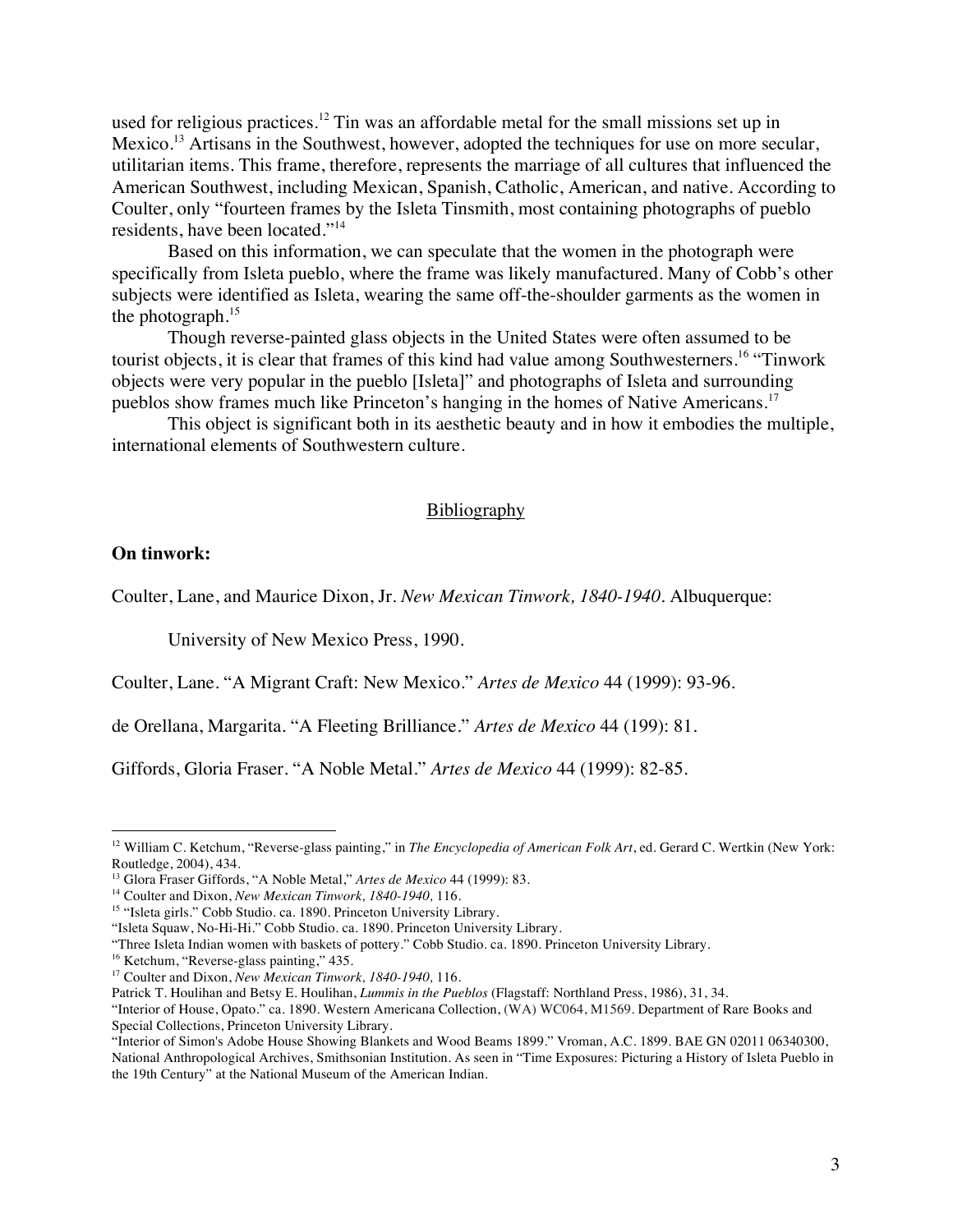used for religious practices.[12] Tin was an affordable metal for the small missions set up in Mexico.[13] Artisans in the Southwest, however, adopted the techniques for use on more secular, utilitarian items. This frame, therefore, represents the marriage of all cultures that influenced the American Southwest, including Mexican, Spanish, Catholic, American, and native. According to Coulter, only "fourteen frames by the Isleta Tinsmith, most containing photographs of pueblo residents, have been located."[14]

Based on this information, we can speculate that the women in the photograph were specifically from Isleta pueblo, where the frame was likely manufactured. Many of Cobb's other subjects were identified as Isleta, wearing the same off-the-shoulder garments as the women in the photograph.[15]

Though reverse-painted glass objects in the United States were often assumed to be tourist objects, it is clear that frames of this kind had value among Southwesterners.[16] "Tinwork objects were very popular in the pueblo [Isleta]" and photographs of Isleta and surrounding pueblos show frames much like Princeton's hanging in the homes of Native Americans.[17]

This object is significant both in its aesthetic beauty and in how it embodies the multiple, international elements of Southwestern culture.

## Bibliography

**On tinwork:**

Coulter, Lane, and Maurice Dixon, Jr. *New Mexican Tinwork, 1840-1940*. Albuquerque: University of New Mexico Press, 1990.

Coulter, Lane. "A Migrant Craft: New Mexico." *Artes de Mexico* 44 (1999): 93-96.

de Orellana, Margarita. "A Fleeting Brilliance." *Artes de Mexico* 44 (199): 81.

Giffords, Gloria Fraser. "A Noble Metal." *Artes de Mexico* 44 (1999): 82-85.

---

[12] William C. Ketchum, "Reverse-glass painting," in *The Encyclopedia of American Folk Art*, ed. Gerard C. Wertkin (New York: Routledge, 2004), 434.

[13] Glora Fraser Giffords, "A Noble Metal," *Artes de Mexico* 44 (1999): 83.

[14] Coulter and Dixon, *New Mexican Tinwork, 1840-1940,* 116.

[15] "Isleta girls." Cobb Studio. ca. 1890. Princeton University Library.
"Isleta Squaw, No-Hi-Hi." Cobb Studio. ca. 1890. Princeton University Library.
"Three Isleta Indian women with baskets of pottery." Cobb Studio. ca. 1890. Princeton University Library.

[16] Ketchum, "Reverse-glass painting," 435.

[17] Coulter and Dixon, *New Mexican Tinwork, 1840-1940,* 116.
Patrick T. Houlihan and Betsy E. Houlihan, *Lummis in the Pueblos* (Flagstaff: Northland Press, 1986), 31, 34.
"Interior of House, Opato." ca. 1890. Western Americana Collection, (WA) WC064, M1569. Department of Rare Books and Special Collections, Princeton University Library.
"Interior of Simon's Adobe House Showing Blankets and Wood Beams 1899." Vroman, A.C. 1899. BAE GN 02011 06340300, National Anthropological Archives, Smithsonian Institution. As seen in "Time Exposures: Picturing a History of Isleta Pueblo in the 19th Century" at the National Museum of the American Indian.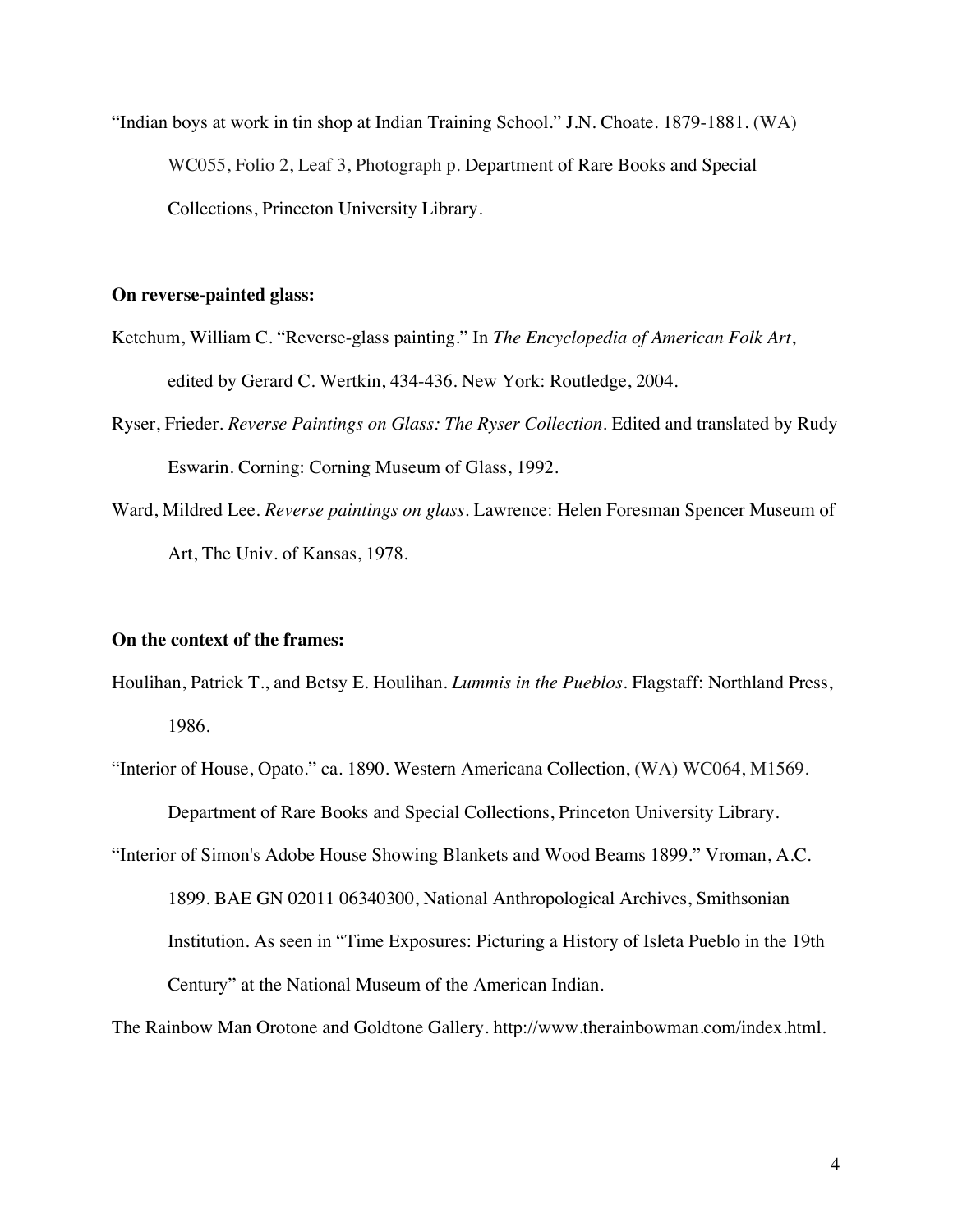"Indian boys at work in tin shop at Indian Training School." J.N. Choate. 1879-1881. (WA) WC055, Folio 2, Leaf 3, Photograph p. Department of Rare Books and Special Collections, Princeton University Library.

**On reverse-painted glass:**

Ketchum, William C. "Reverse-glass painting." In *The Encyclopedia of American Folk Art*, edited by Gerard C. Wertkin, 434-436. New York: Routledge, 2004.

Ryser, Frieder. *Reverse Paintings on Glass: The Ryser Collection*. Edited and translated by Rudy Eswarin. Corning: Corning Museum of Glass, 1992.

Ward, Mildred Lee. *Reverse paintings on glass*. Lawrence: Helen Foresman Spencer Museum of Art, The Univ. of Kansas, 1978.

**On the context of the frames:**

Houlihan, Patrick T., and Betsy E. Houlihan. *Lummis in the Pueblos*. Flagstaff: Northland Press, 1986.

"Interior of House, Opato." ca. 1890. Western Americana Collection, (WA) WC064, M1569. Department of Rare Books and Special Collections, Princeton University Library.

"Interior of Simon's Adobe House Showing Blankets and Wood Beams 1899." Vroman, A.C. 1899. BAE GN 02011 06340300, National Anthropological Archives, Smithsonian Institution. As seen in "Time Exposures: Picturing a History of Isleta Pueblo in the 19th Century" at the National Museum of the American Indian.

The Rainbow Man Orotone and Goldtone Gallery. http://www.therainbowman.com/index.html.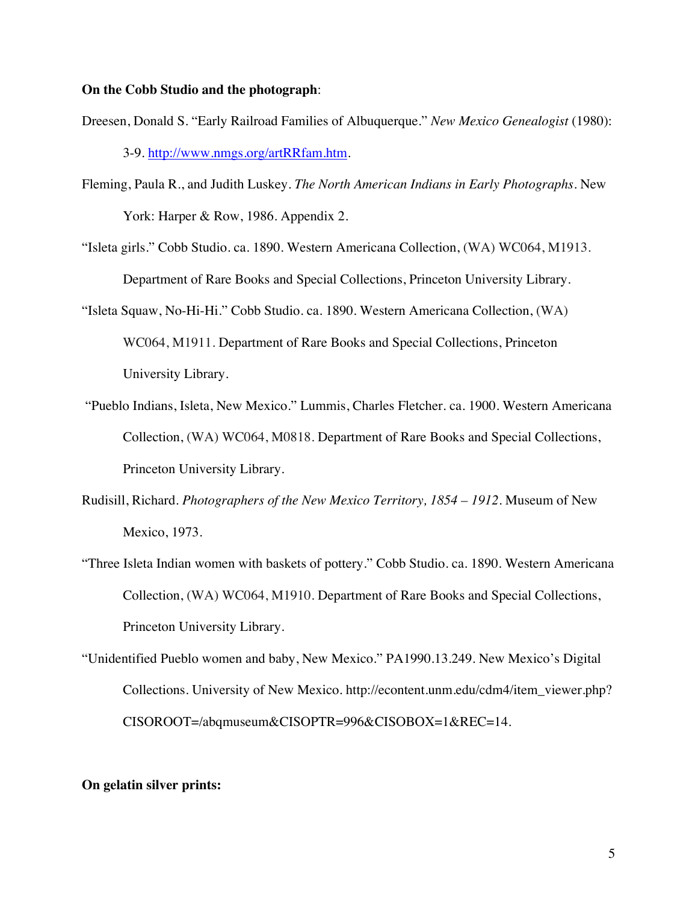**On the Cobb Studio and the photograph**:

Dreesen, Donald S. "Early Railroad Families of Albuquerque." *New Mexico Genealogist* (1980): 3-9. http://www.nmgs.org/artRRfam.htm.

Fleming, Paula R., and Judith Luskey. *The North American Indians in Early Photographs*. New York: Harper & Row, 1986. Appendix 2.

"Isleta girls." Cobb Studio. ca. 1890. Western Americana Collection, (WA) WC064, M1913. Department of Rare Books and Special Collections, Princeton University Library.

"Isleta Squaw, No-Hi-Hi." Cobb Studio. ca. 1890. Western Americana Collection, (WA) WC064, M1911. Department of Rare Books and Special Collections, Princeton University Library.

"Pueblo Indians, Isleta, New Mexico." Lummis, Charles Fletcher. ca. 1900. Western Americana Collection, (WA) WC064, M0818. Department of Rare Books and Special Collections, Princeton University Library.

Rudisill, Richard. *Photographers of the New Mexico Territory, 1854 – 1912*. Museum of New Mexico, 1973.

"Three Isleta Indian women with baskets of pottery." Cobb Studio. ca. 1890. Western Americana Collection, (WA) WC064, M1910. Department of Rare Books and Special Collections, Princeton University Library.

"Unidentified Pueblo women and baby, New Mexico." PA1990.13.249. New Mexico's Digital Collections. University of New Mexico. http://econtent.unm.edu/cdm4/item_viewer.php?CISOROOT=/abqmuseum&CISOPTR=996&CISOBOX=1&REC=14.

**On gelatin silver prints:**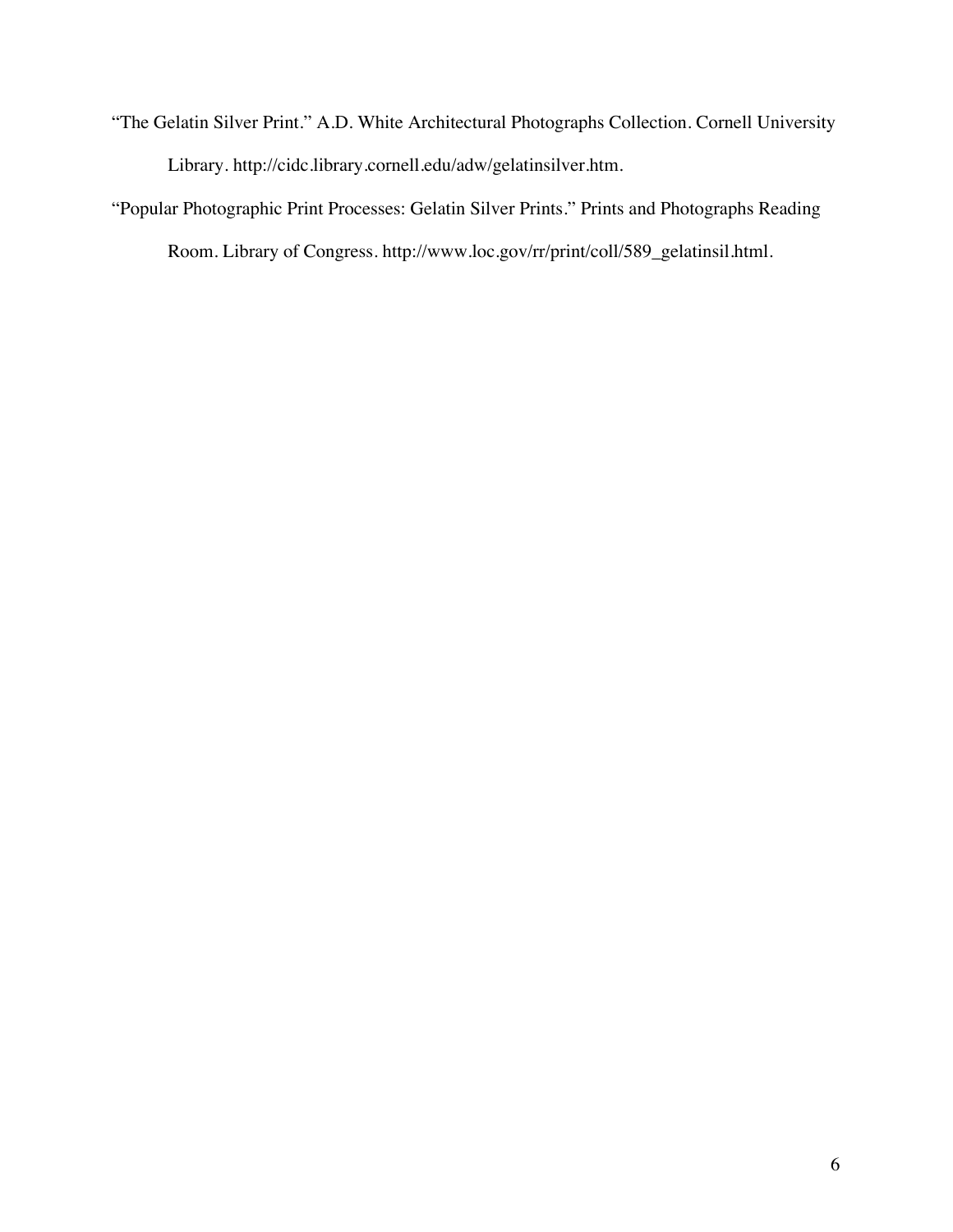“The Gelatin Silver Print.” A.D. White Architectural Photographs Collection. Cornell University Library. http://cidc.library.cornell.edu/adw/gelatinsilver.htm.

“Popular Photographic Print Processes: Gelatin Silver Prints.” Prints and Photographs Reading Room. Library of Congress. http://www.loc.gov/rr/print/coll/589_gelatinsil.html.